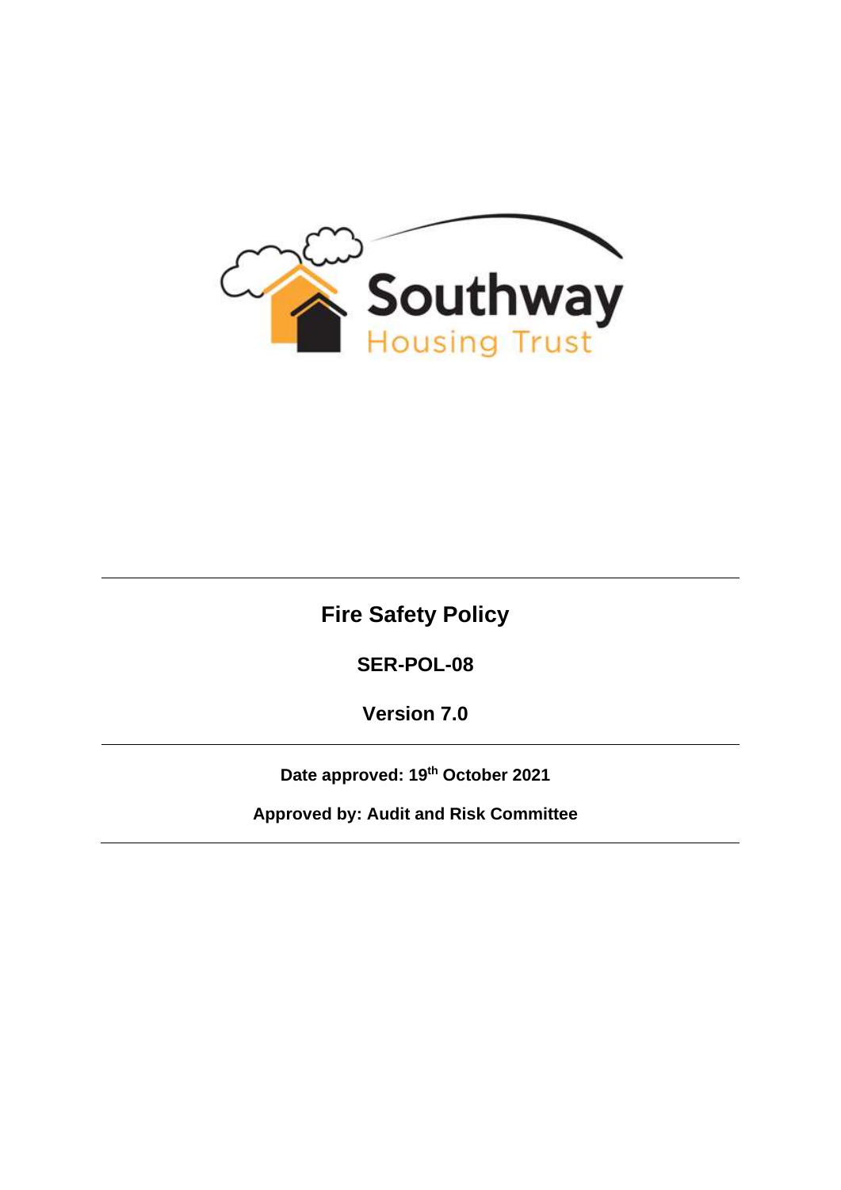# Fire Safety Policy

**SER-POL-08**

**Version 7.0**

---

**Date approved: 19th October 2021**

**Approved by: Audit and Risk Committee**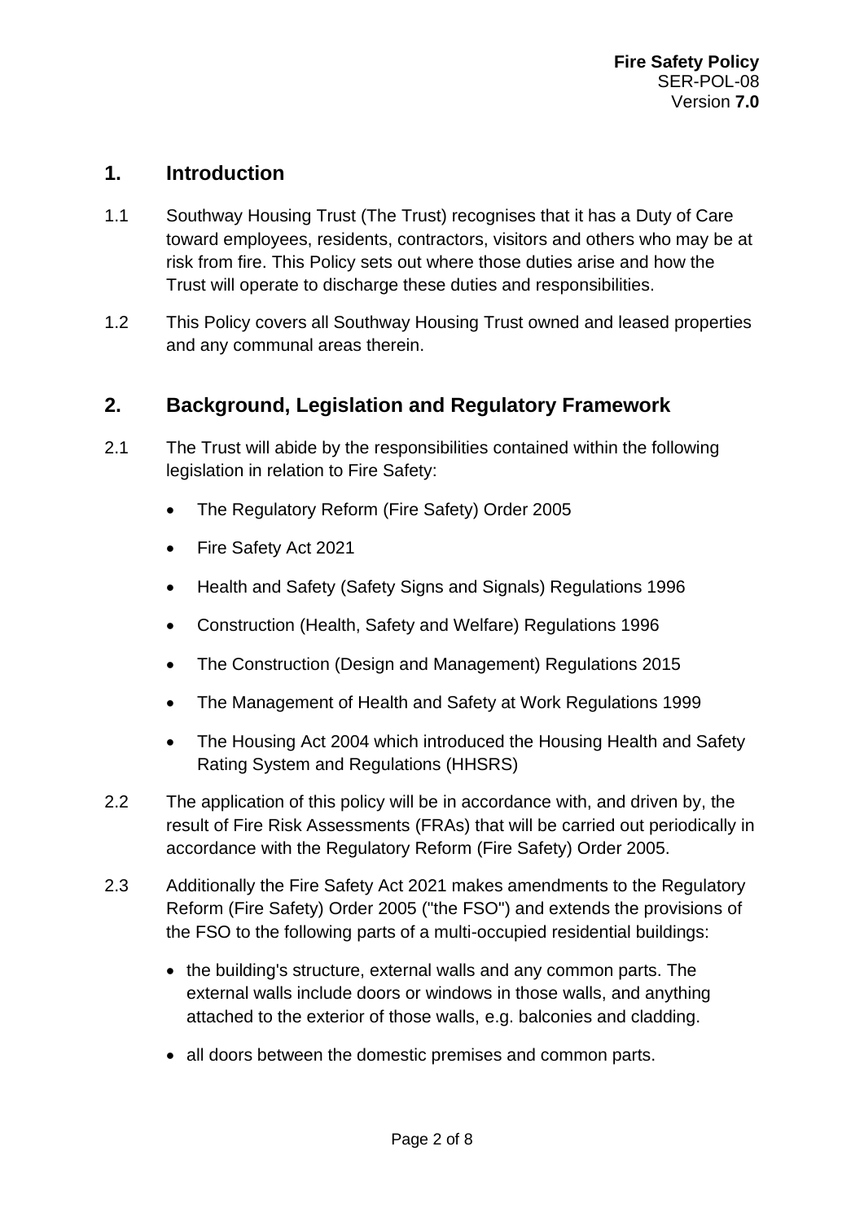## 1. Introduction

1.1 Southway Housing Trust (The Trust) recognises that it has a Duty of Care toward employees, residents, contractors, visitors and others who may be at risk from fire. This Policy sets out where those duties arise and how the Trust will operate to discharge these duties and responsibilities.

1.2 This Policy covers all Southway Housing Trust owned and leased properties and any communal areas therein.

## 2. Background, Legislation and Regulatory Framework

2.1 The Trust will abide by the responsibilities contained within the following legislation in relation to Fire Safety:

- The Regulatory Reform (Fire Safety) Order 2005
- Fire Safety Act 2021
- Health and Safety (Safety Signs and Signals) Regulations 1996
- Construction (Health, Safety and Welfare) Regulations 1996
- The Construction (Design and Management) Regulations 2015
- The Management of Health and Safety at Work Regulations 1999
- The Housing Act 2004 which introduced the Housing Health and Safety Rating System and Regulations (HHSRS)

2.2 The application of this policy will be in accordance with, and driven by, the result of Fire Risk Assessments (FRAs) that will be carried out periodically in accordance with the Regulatory Reform (Fire Safety) Order 2005.

2.3 Additionally the Fire Safety Act 2021 makes amendments to the Regulatory Reform (Fire Safety) Order 2005 ("the FSO") and extends the provisions of the FSO to the following parts of a multi-occupied residential buildings:

- the building's structure, external walls and any common parts. The external walls include doors or windows in those walls, and anything attached to the exterior of those walls, e.g. balconies and cladding.
- all doors between the domestic premises and common parts.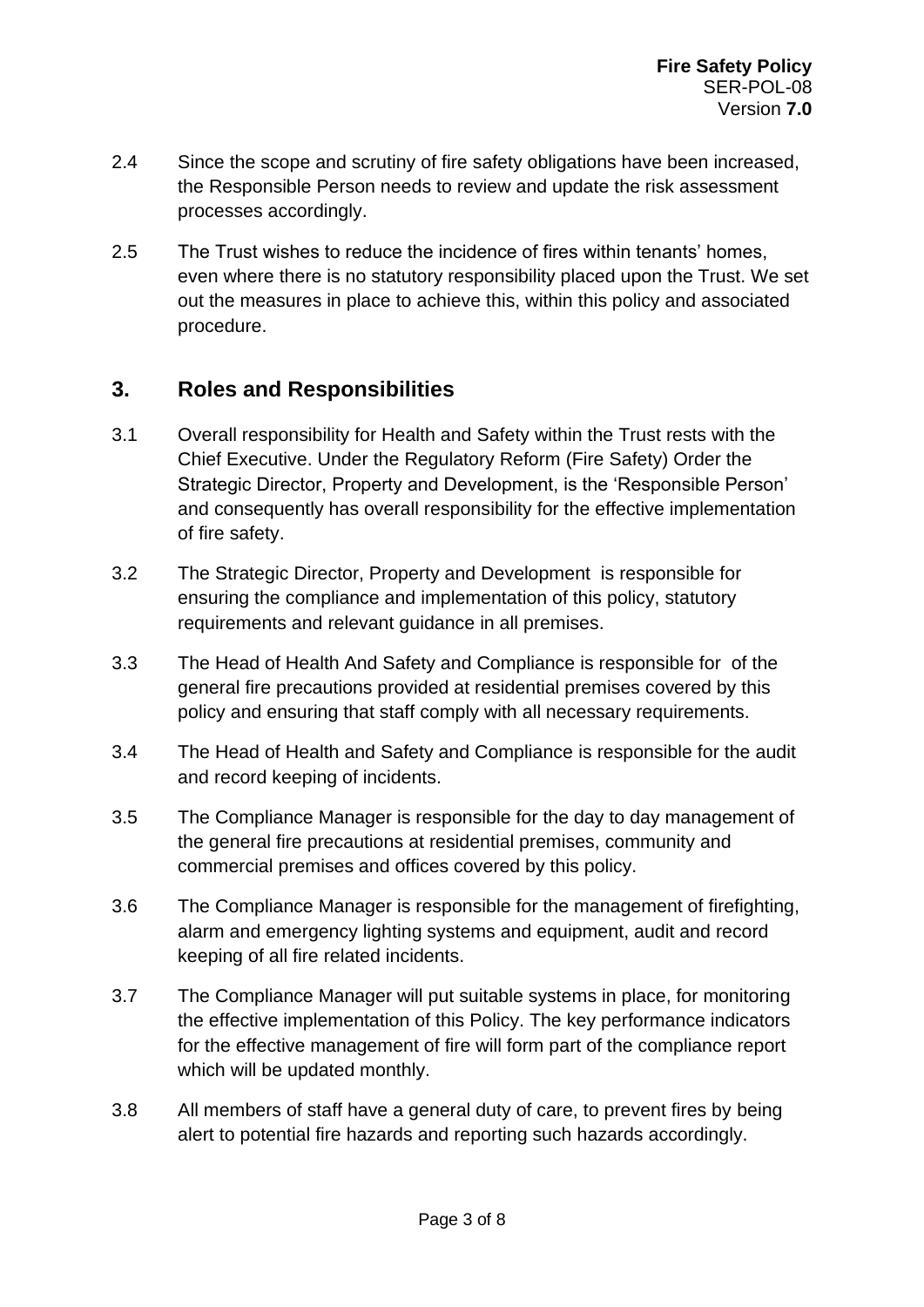2.4 Since the scope and scrutiny of fire safety obligations have been increased, the Responsible Person needs to review and update the risk assessment processes accordingly.

2.5 The Trust wishes to reduce the incidence of fires within tenants' homes, even where there is no statutory responsibility placed upon the Trust. We set out the measures in place to achieve this, within this policy and associated procedure.

## 3. Roles and Responsibilities

3.1 Overall responsibility for Health and Safety within the Trust rests with the Chief Executive. Under the Regulatory Reform (Fire Safety) Order the Strategic Director, Property and Development, is the 'Responsible Person' and consequently has overall responsibility for the effective implementation of fire safety.

3.2 The Strategic Director, Property and Development is responsible for ensuring the compliance and implementation of this policy, statutory requirements and relevant guidance in all premises.

3.3 The Head of Health And Safety and Compliance is responsible for of the general fire precautions provided at residential premises covered by this policy and ensuring that staff comply with all necessary requirements.

3.4 The Head of Health and Safety and Compliance is responsible for the audit and record keeping of incidents.

3.5 The Compliance Manager is responsible for the day to day management of the general fire precautions at residential premises, community and commercial premises and offices covered by this policy.

3.6 The Compliance Manager is responsible for the management of firefighting, alarm and emergency lighting systems and equipment, audit and record keeping of all fire related incidents.

3.7 The Compliance Manager will put suitable systems in place, for monitoring the effective implementation of this Policy. The key performance indicators for the effective management of fire will form part of the compliance report which will be updated monthly.

3.8 All members of staff have a general duty of care, to prevent fires by being alert to potential fire hazards and reporting such hazards accordingly.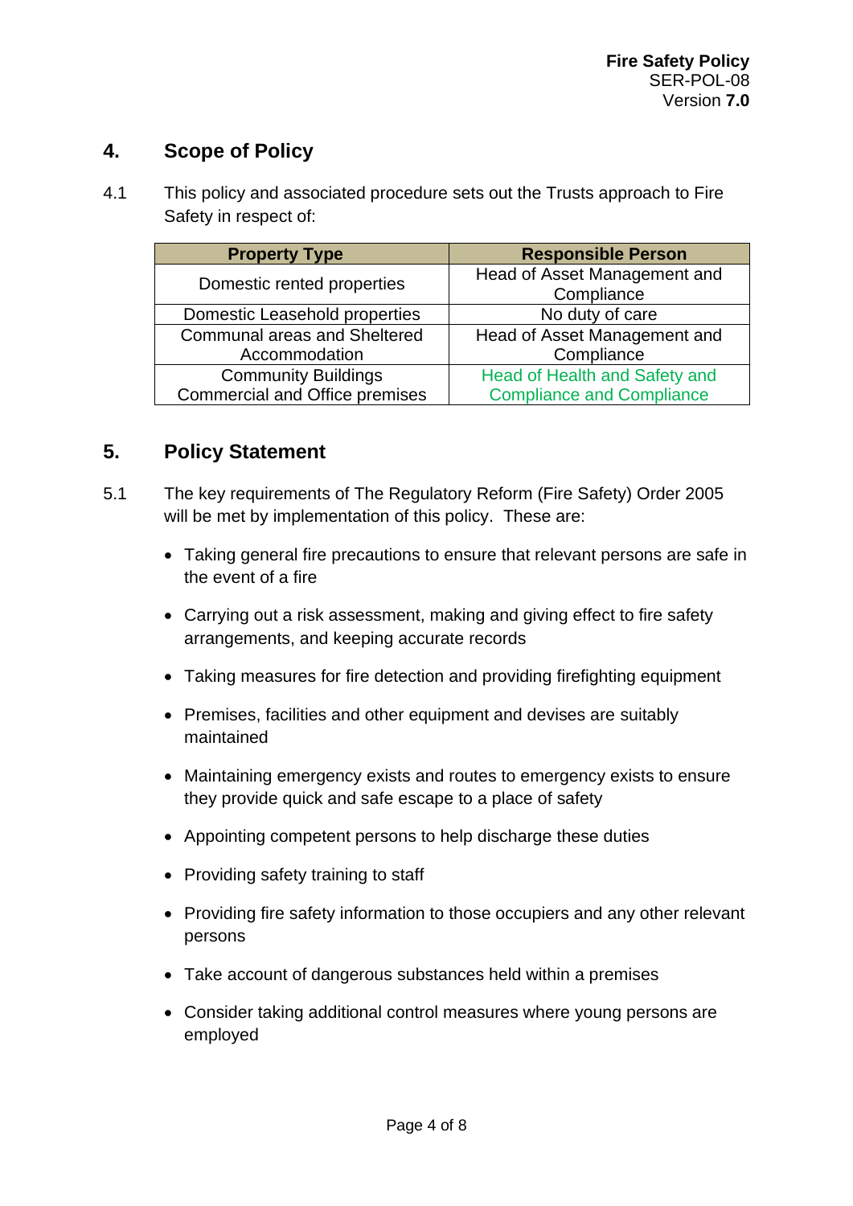## 4. Scope of Policy

4.1 This policy and associated procedure sets out the Trusts approach to Fire Safety in respect of:

| Property Type | Responsible Person |
|---|---|
| Domestic rented properties | Head of Asset Management and Compliance |
| Domestic Leasehold properties | No duty of care |
| Communal areas and Sheltered Accommodation | Head of Asset Management and Compliance |
| Community Buildings Commercial and Office premises | Head of Health and Safety and Compliance and Compliance |

## 5. Policy Statement

5.1 The key requirements of The Regulatory Reform (Fire Safety) Order 2005 will be met by implementation of this policy. These are:

- Taking general fire precautions to ensure that relevant persons are safe in the event of a fire
- Carrying out a risk assessment, making and giving effect to fire safety arrangements, and keeping accurate records
- Taking measures for fire detection and providing firefighting equipment
- Premises, facilities and other equipment and devises are suitably maintained
- Maintaining emergency exists and routes to emergency exists to ensure they provide quick and safe escape to a place of safety
- Appointing competent persons to help discharge these duties
- Providing safety training to staff
- Providing fire safety information to those occupiers and any other relevant persons
- Take account of dangerous substances held within a premises
- Consider taking additional control measures where young persons are employed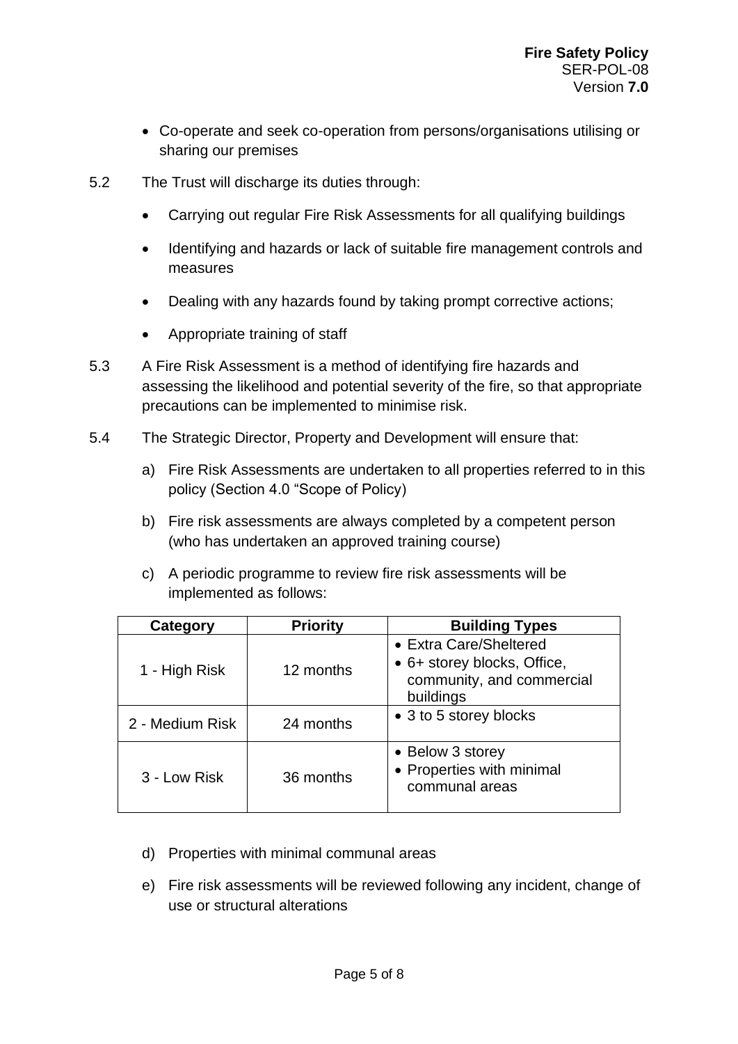- Co-operate and seek co-operation from persons/organisations utilising or sharing our premises

5.2 The Trust will discharge its duties through:

- Carrying out regular Fire Risk Assessments for all qualifying buildings
- Identifying and hazards or lack of suitable fire management controls and measures
- Dealing with any hazards found by taking prompt corrective actions;
- Appropriate training of staff

5.3 A Fire Risk Assessment is a method of identifying fire hazards and assessing the likelihood and potential severity of the fire, so that appropriate precautions can be implemented to minimise risk.

5.4 The Strategic Director, Property and Development will ensure that:

a) Fire Risk Assessments are undertaken to all properties referred to in this policy (Section 4.0 "Scope of Policy)

b) Fire risk assessments are always completed by a competent person (who has undertaken an approved training course)

c) A periodic programme to review fire risk assessments will be implemented as follows:

| Category | Priority | Building Types |
|---|---|---|
| 1 - High Risk | 12 months | • Extra Care/Sheltered<br>• 6+ storey blocks, Office, community, and commercial buildings |
| 2 - Medium Risk | 24 months | • 3 to 5 storey blocks |
| 3 - Low Risk | 36 months | • Below 3 storey<br>• Properties with minimal communal areas |

d) Properties with minimal communal areas

e) Fire risk assessments will be reviewed following any incident, change of use or structural alterations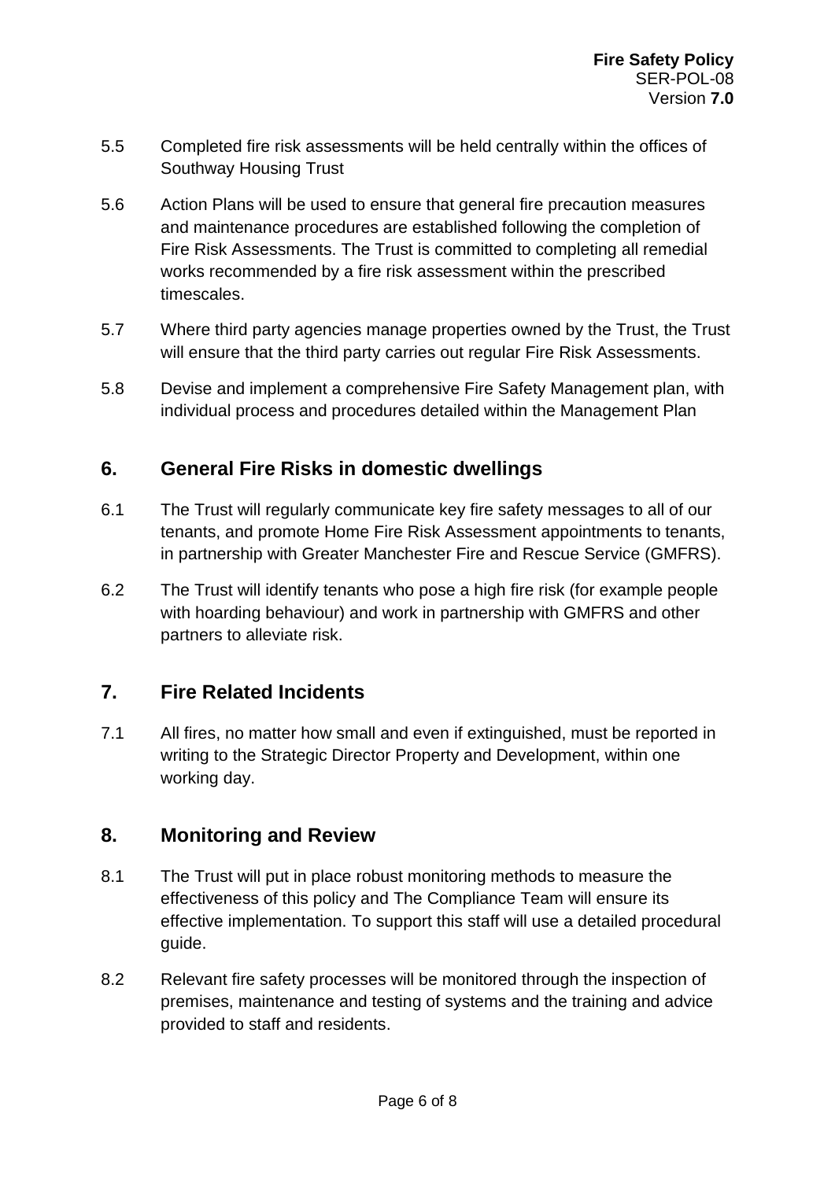5.5 Completed fire risk assessments will be held centrally within the offices of Southway Housing Trust

5.6 Action Plans will be used to ensure that general fire precaution measures and maintenance procedures are established following the completion of Fire Risk Assessments. The Trust is committed to completing all remedial works recommended by a fire risk assessment within the prescribed timescales.

5.7 Where third party agencies manage properties owned by the Trust, the Trust will ensure that the third party carries out regular Fire Risk Assessments.

5.8 Devise and implement a comprehensive Fire Safety Management plan, with individual process and procedures detailed within the Management Plan

## 6. General Fire Risks in domestic dwellings

6.1 The Trust will regularly communicate key fire safety messages to all of our tenants, and promote Home Fire Risk Assessment appointments to tenants, in partnership with Greater Manchester Fire and Rescue Service (GMFRS).

6.2 The Trust will identify tenants who pose a high fire risk (for example people with hoarding behaviour) and work in partnership with GMFRS and other partners to alleviate risk.

## 7. Fire Related Incidents

7.1 All fires, no matter how small and even if extinguished, must be reported in writing to the Strategic Director Property and Development, within one working day.

## 8. Monitoring and Review

8.1 The Trust will put in place robust monitoring methods to measure the effectiveness of this policy and The Compliance Team will ensure its effective implementation. To support this staff will use a detailed procedural guide.

8.2 Relevant fire safety processes will be monitored through the inspection of premises, maintenance and testing of systems and the training and advice provided to staff and residents.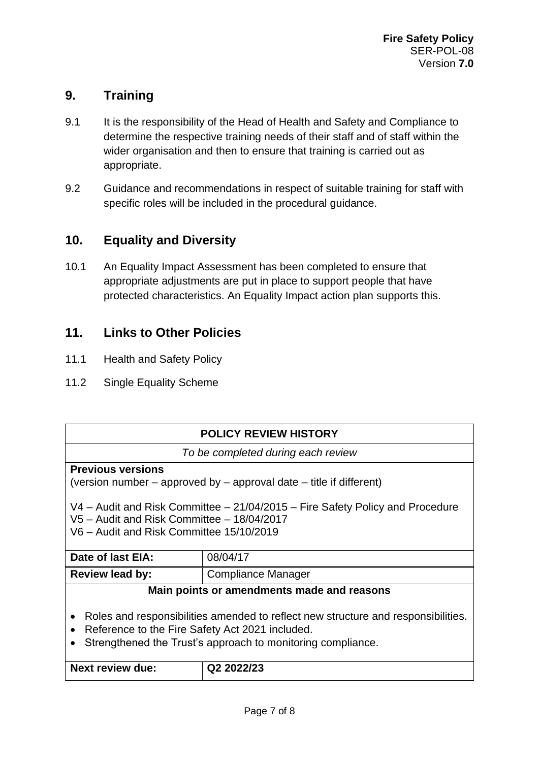## 9. Training

9.1 It is the responsibility of the Head of Health and Safety and Compliance to determine the respective training needs of their staff and of staff within the wider organisation and then to ensure that training is carried out as appropriate.

9.2 Guidance and recommendations in respect of suitable training for staff with specific roles will be included in the procedural guidance.

## 10. Equality and Diversity

10.1 An Equality Impact Assessment has been completed to ensure that appropriate adjustments are put in place to support people that have protected characteristics. An Equality Impact action plan supports this.

## 11. Links to Other Policies

11.1 Health and Safety Policy

11.2 Single Equality Scheme

| **POLICY REVIEW HISTORY** | |
|---|---|
| *To be completed during each review* | |
| **Previous versions**<br>(version number – approved by – approval date – title if different)<br><br>V4 – Audit and Risk Committee – 21/04/2015 – Fire Safety Policy and Procedure<br>V5 – Audit and Risk Committee – 18/04/2017<br>V6 – Audit and Risk Committee 15/10/2019 | |
| **Date of last EIA:** | 08/04/17 |
| **Review lead by:** | Compliance Manager |
| **Main points or amendments made and reasons**<br><br>• Roles and responsibilities amended to reflect new structure and responsibilities.<br>• Reference to the Fire Safety Act 2021 included.<br>• Strengthened the Trust's approach to monitoring compliance. | |
| **Next review due:** | **Q2 2022/23** |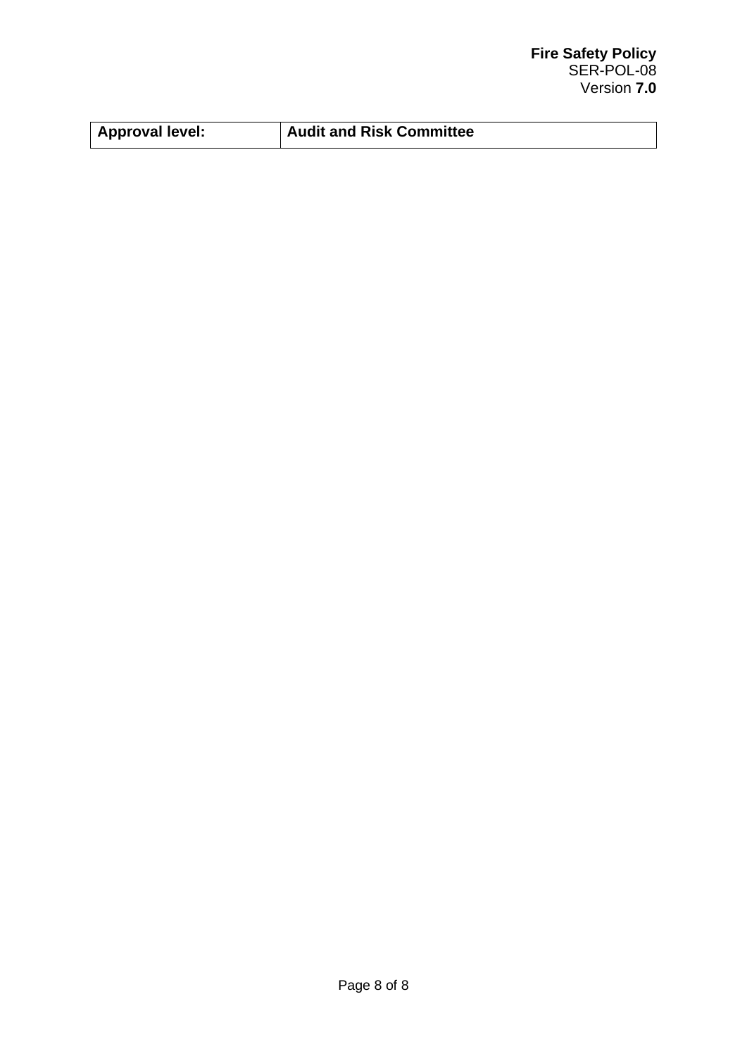| | |
|---|---|
| **Approval level:** | **Audit and Risk Committee** |